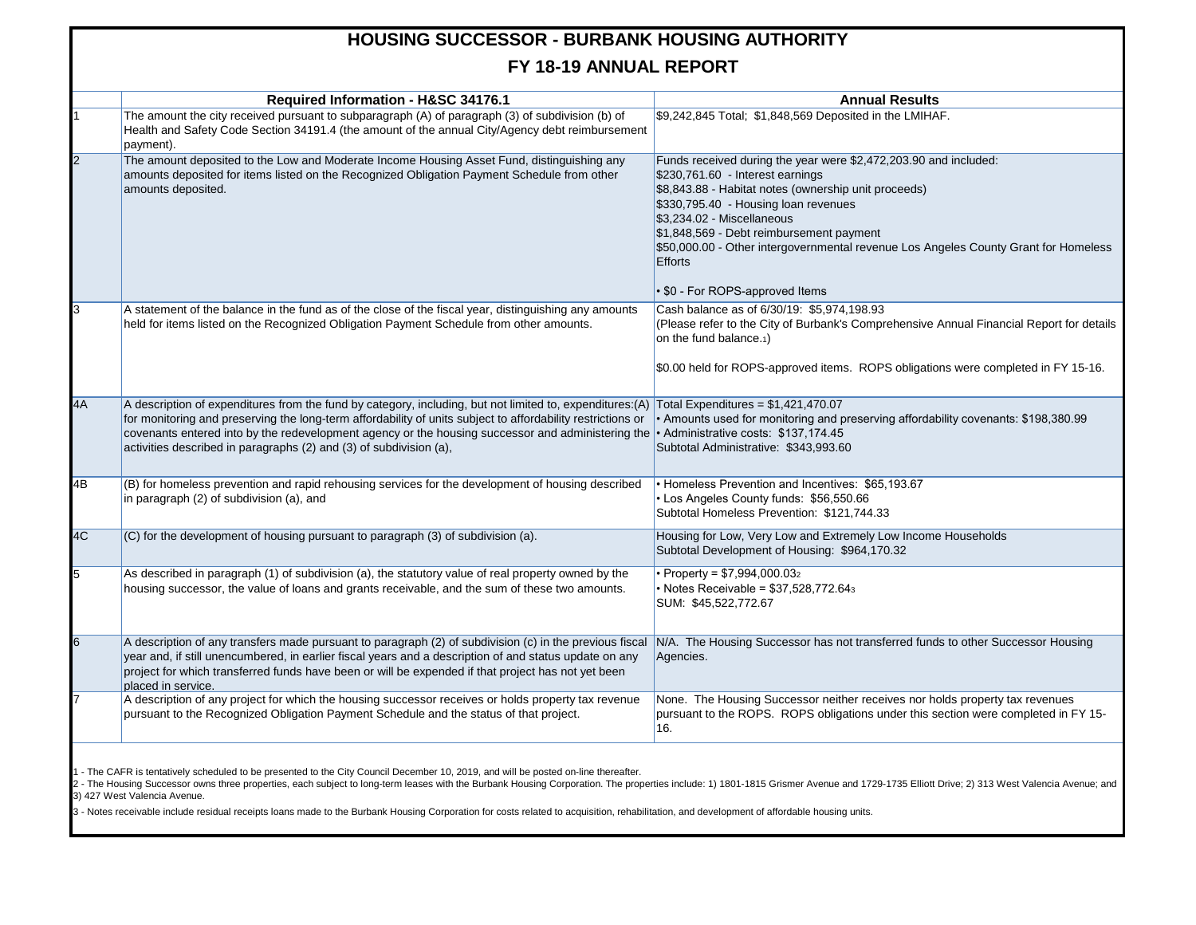# HOUSING SUCCESSOR - BURBANK HOUSING AUTHORITY

## FY 18-19 ANNUAL REPORT

| | Required Information - H&SC 34176.1 | Annual Results |
|---|---|---|
| 1 | The amount the city received pursuant to subparagraph (A) of paragraph (3) of subdivision (b) of Health and Safety Code Section 34191.4 (the amount of the annual City/Agency debt reimbursement payment). | $9,242,845 Total; $1,848,569 Deposited in the LMIHAF. |
| 2 | The amount deposited to the Low and Moderate Income Housing Asset Fund, distinguishing any amounts deposited for items listed on the Recognized Obligation Payment Schedule from other amounts deposited. | Funds received during the year were $2,472,203.90 and included:<br>$230,761.60 - Interest earnings<br>$8,843.88 - Habitat notes (ownership unit proceeds)<br>$330,795.40 - Housing loan revenues<br>$3,234.02 - Miscellaneous<br>$1,848,569 - Debt reimbursement payment<br>$50,000.00 - Other intergovernmental revenue Los Angeles County Grant for Homeless Efforts<br><br>• $0 - For ROPS-approved Items |
| 3 | A statement of the balance in the fund as of the close of the fiscal year, distinguishing any amounts held for items listed on the Recognized Obligation Payment Schedule from other amounts. | Cash balance as of 6/30/19: $5,974,198.93<br>(Please refer to the City of Burbank's Comprehensive Annual Financial Report for details on the fund balance.[1])<br><br>$0.00 held for ROPS-approved items. ROPS obligations were completed in FY 15-16. |
| 4A | A description of expenditures from the fund by category, including, but not limited to, expenditures:(A) for monitoring and preserving the long-term affordability of units subject to affordability restrictions or covenants entered into by the redevelopment agency or the housing successor and administering the activities described in paragraphs (2) and (3) of subdivision (a), | Total Expenditures = $1,421,470.07<br>• Amounts used for monitoring and preserving affordability covenants: $198,380.99<br>• Administrative costs: $137,174.45<br>Subtotal Administrative: $343,993.60 |
| 4B | (B) for homeless prevention and rapid rehousing services for the development of housing described in paragraph (2) of subdivision (a), and | • Homeless Prevention and Incentives: $65,193.67<br>• Los Angeles County funds: $56,550.66<br>Subtotal Homeless Prevention: $121,744.33 |
| 4C | (C) for the development of housing pursuant to paragraph (3) of subdivision (a). | Housing for Low, Very Low and Extremely Low Income Households<br>Subtotal Development of Housing: $964,170.32 |
| 5 | As described in paragraph (1) of subdivision (a), the statutory value of real property owned by the housing successor, the value of loans and grants receivable, and the sum of these two amounts. | • Property = $7,994,000.03[2]<br>• Notes Receivable = $37,528,772.64[3]<br>SUM: $45,522,772.67 |
| 6 | A description of any transfers made pursuant to paragraph (2) of subdivision (c) in the previous fiscal year and, if still unencumbered, in earlier fiscal years and a description of and status update on any project for which transferred funds have been or will be expended if that project has not yet been placed in service. | N/A. The Housing Successor has not transferred funds to other Successor Housing Agencies. |
| 7 | A description of any project for which the housing successor receives or holds property tax revenue pursuant to the Recognized Obligation Payment Schedule and the status of that project. | None. The Housing Successor neither receives nor holds property tax revenues pursuant to the ROPS. ROPS obligations under this section were completed in FY 15-16. |

1 - The CAFR is tentatively scheduled to be presented to the City Council December 10, 2019, and will be posted on-line thereafter.

2 - The Housing Successor owns three properties, each subject to long-term leases with the Burbank Housing Corporation. The properties include: 1) 1801-1815 Grismer Avenue and 1729-1735 Elliott Drive; 2) 313 West Valencia Avenue; and 3) 427 West Valencia Avenue.

3 - Notes receivable include residual receipts loans made to the Burbank Housing Corporation for costs related to acquisition, rehabilitation, and development of affordable housing units.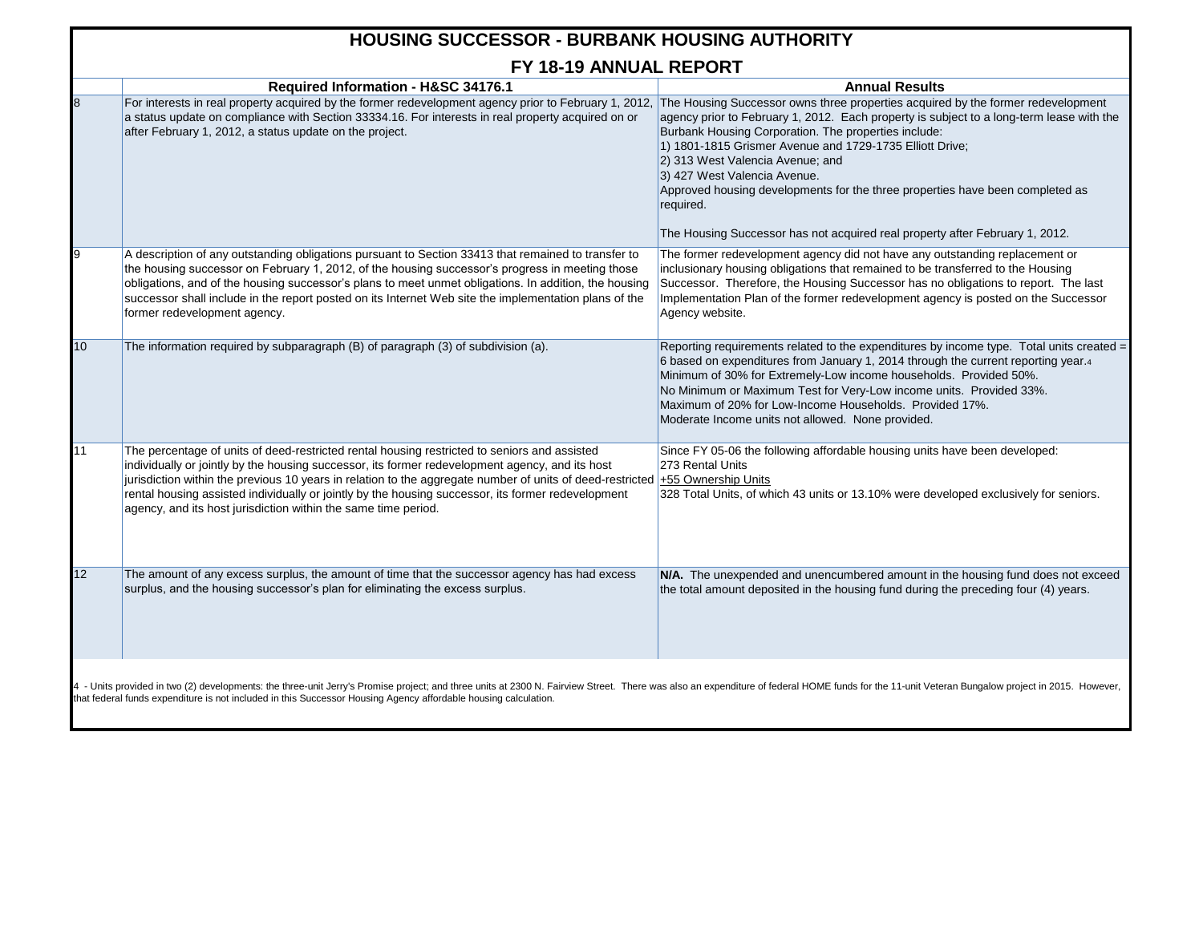# HOUSING SUCCESSOR - BURBANK HOUSING AUTHORITY

## FY 18-19 ANNUAL REPORT

| | Required Information - H&SC 34176.1 | Annual Results |
|---|---|---|
| 8 | For interests in real property acquired by the former redevelopment agency prior to February 1, 2012, a status update on compliance with Section 33334.16. For interests in real property acquired on or after February 1, 2012, a status update on the project. | The Housing Successor owns three properties acquired by the former redevelopment agency prior to February 1, 2012. Each property is subject to a long-term lease with the Burbank Housing Corporation. The properties include:<br>1) 1801-1815 Grismer Avenue and 1729-1735 Elliott Drive;<br>2) 313 West Valencia Avenue; and<br>3) 427 West Valencia Avenue.<br>Approved housing developments for the three properties have been completed as required.<br><br>The Housing Successor has not acquired real property after February 1, 2012. |
| 9 | A description of any outstanding obligations pursuant to Section 33413 that remained to transfer to the housing successor on February 1, 2012, of the housing successor's progress in meeting those obligations, and of the housing successor's plans to meet unmet obligations. In addition, the housing successor shall include in the report posted on its Internet Web site the implementation plans of the former redevelopment agency. | The former redevelopment agency did not have any outstanding replacement or inclusionary housing obligations that remained to be transferred to the Housing Successor. Therefore, the Housing Successor has no obligations to report. The last Implementation Plan of the former redevelopment agency is posted on the Successor Agency website. |
| 10 | The information required by subparagraph (B) of paragraph (3) of subdivision (a). | Reporting requirements related to the expenditures by income type. Total units created = 6 based on expenditures from January 1, 2014 through the current reporting year.[4]<br>Minimum of 30% for Extremely-Low income households. Provided 50%.<br>No Minimum or Maximum Test for Very-Low income units. Provided 33%.<br>Maximum of 20% for Low-Income Households. Provided 17%.<br>Moderate Income units not allowed. None provided. |
| 11 | The percentage of units of deed-restricted rental housing restricted to seniors and assisted individually or jointly by the housing successor, its former redevelopment agency, and its host jurisdiction within the previous 10 years in relation to the aggregate number of units of deed-restricted rental housing assisted individually or jointly by the housing successor, its former redevelopment agency, and its host jurisdiction within the same time period. | Since FY 05-06 the following affordable housing units have been developed:<br>273 Rental Units<br>+55 Ownership Units<br>328 Total Units, of which 43 units or 13.10% were developed exclusively for seniors. |
| 12 | The amount of any excess surplus, the amount of time that the successor agency has had excess surplus, and the housing successor's plan for eliminating the excess surplus. | **N/A.** The unexpended and unencumbered amount in the housing fund does not exceed the total amount deposited in the housing fund during the preceding four (4) years. |

4 - Units provided in two (2) developments: the three-unit Jerry's Promise project; and three units at 2300 N. Fairview Street. There was also an expenditure of federal HOME funds for the 11-unit Veteran Bungalow project in 2015. However, that federal funds expenditure is not included in this Successor Housing Agency affordable housing calculation.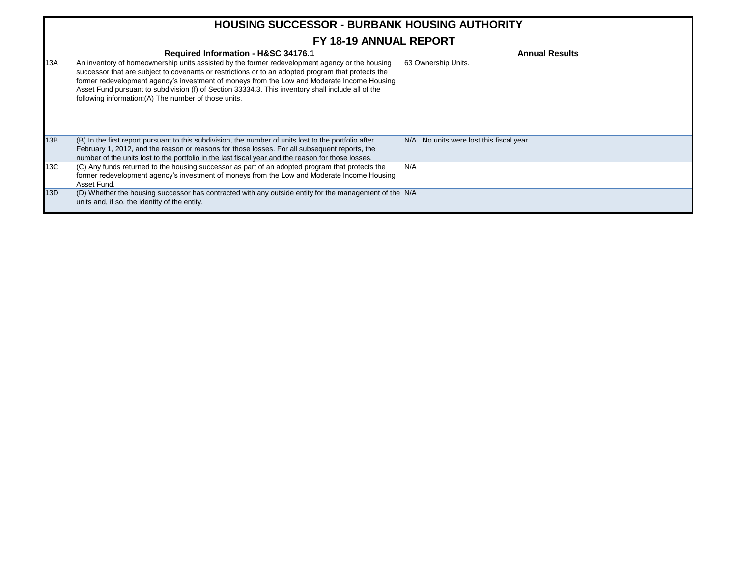# HOUSING SUCCESSOR - BURBANK HOUSING AUTHORITY

## FY 18-19 ANNUAL REPORT

| | Required Information - H&SC 34176.1 | Annual Results |
|---|---|---|
| 13A | An inventory of homeownership units assisted by the former redevelopment agency or the housing successor that are subject to covenants or restrictions or to an adopted program that protects the former redevelopment agency's investment of moneys from the Low and Moderate Income Housing Asset Fund pursuant to subdivision (f) of Section 33334.3. This inventory shall include all of the following information:(A) The number of those units. | 63 Ownership Units. |
| 13B | (B) In the first report pursuant to this subdivision, the number of units lost to the portfolio after February 1, 2012, and the reason or reasons for those losses. For all subsequent reports, the number of the units lost to the portfolio in the last fiscal year and the reason for those losses. | N/A. No units were lost this fiscal year. |
| 13C | (C) Any funds returned to the housing successor as part of an adopted program that protects the former redevelopment agency's investment of moneys from the Low and Moderate Income Housing Asset Fund. | N/A |
| 13D | (D) Whether the housing successor has contracted with any outside entity for the management of the units and, if so, the identity of the entity. | N/A |